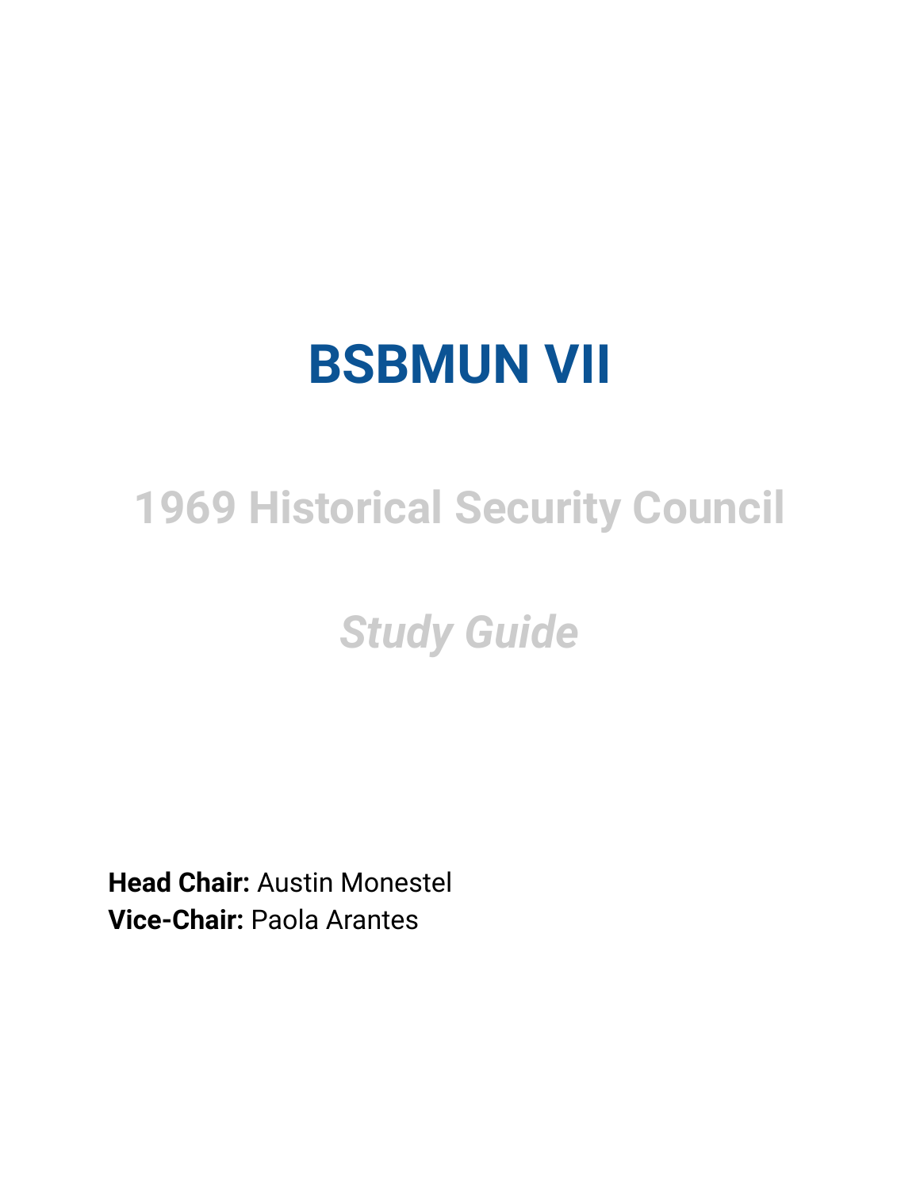# BSBMUN VII

## 1969 Historical Security Council

### *Study Guide*

**Head Chair:** Austin Monestel
**Vice-Chair:** Paola Arantes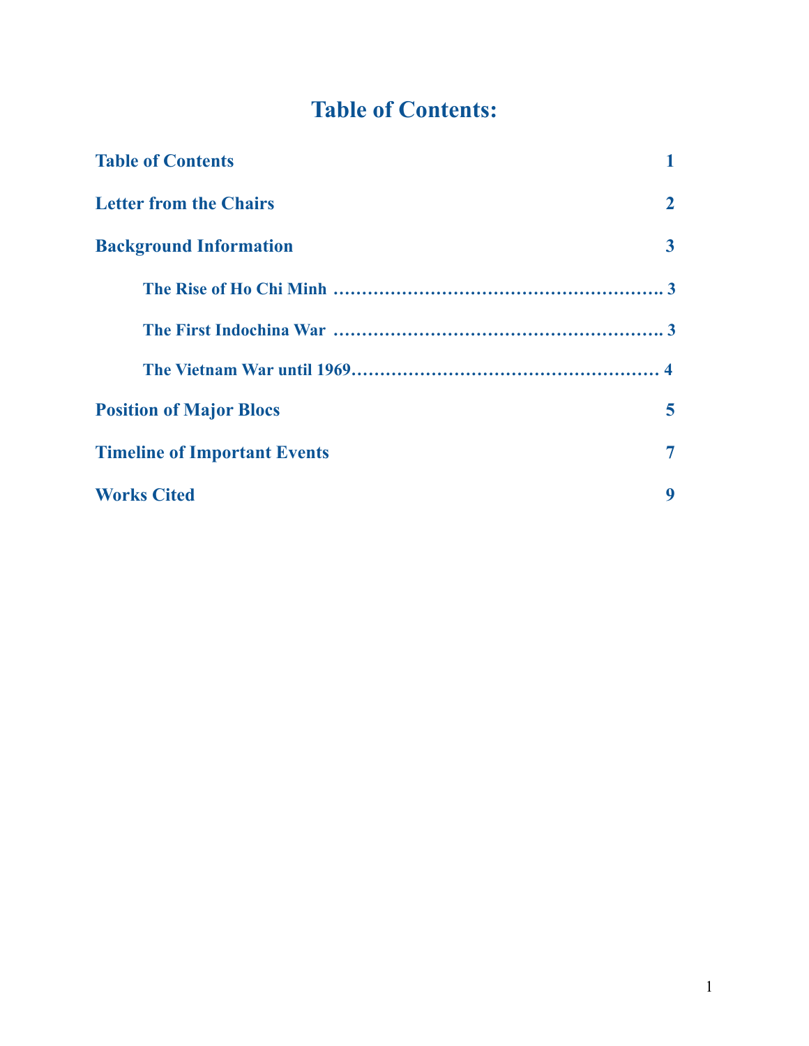# Table of Contents:

| | |
|---|---|
| **Table of Contents** | **1** |
| **Letter from the Chairs** | **2** |
| **Background Information** | **3** |
| &nbsp;&nbsp;&nbsp;&nbsp;**The Rise of Ho Chi Minh** | **3** |
| &nbsp;&nbsp;&nbsp;&nbsp;**The First Indochina War** | **3** |
| &nbsp;&nbsp;&nbsp;&nbsp;**The Vietnam War until 1969** | **4** |
| **Position of Major Blocs** | **5** |
| **Timeline of Important Events** | **7** |
| **Works Cited** | **9** |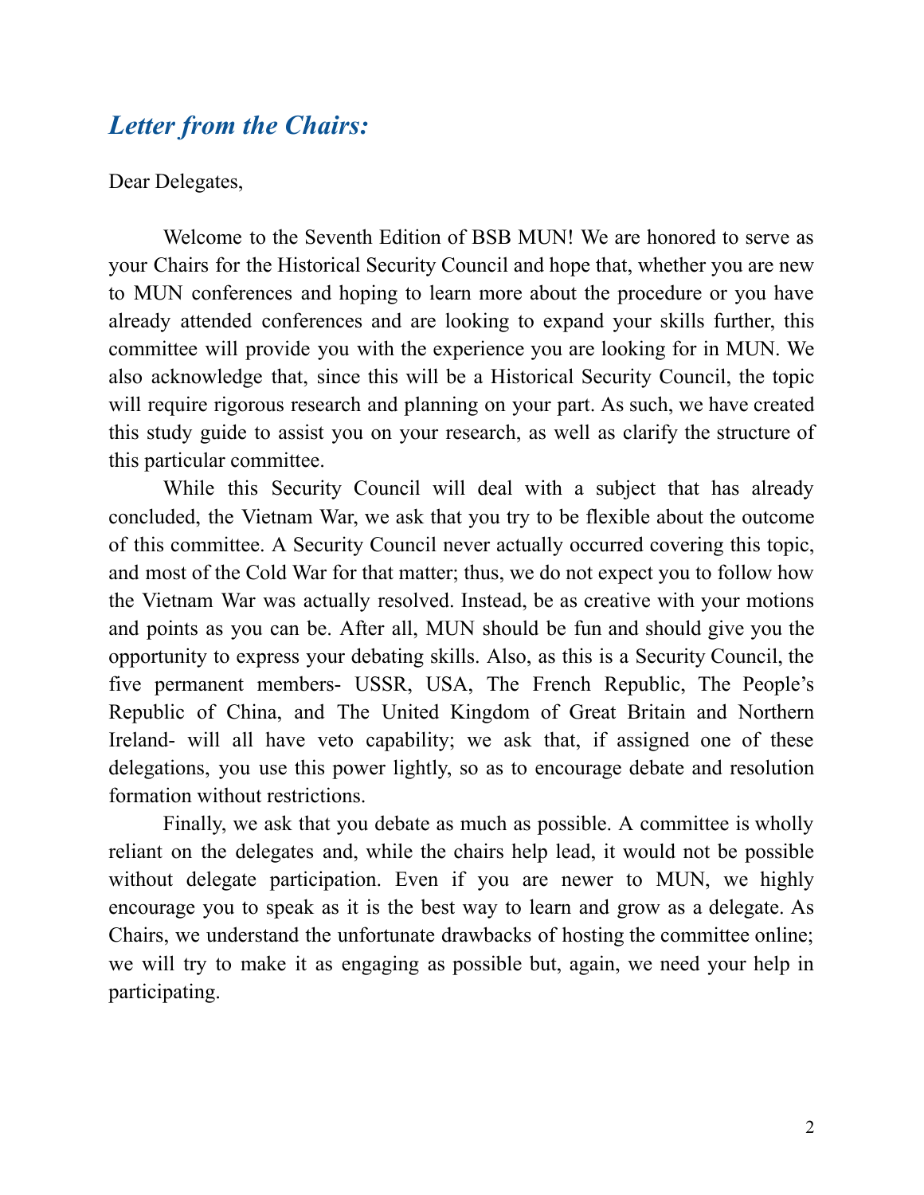## *Letter from the Chairs:*

Dear Delegates,

Welcome to the Seventh Edition of BSB MUN! We are honored to serve as your Chairs for the Historical Security Council and hope that, whether you are new to MUN conferences and hoping to learn more about the procedure or you have already attended conferences and are looking to expand your skills further, this committee will provide you with the experience you are looking for in MUN. We also acknowledge that, since this will be a Historical Security Council, the topic will require rigorous research and planning on your part. As such, we have created this study guide to assist you on your research, as well as clarify the structure of this particular committee.

While this Security Council will deal with a subject that has already concluded, the Vietnam War, we ask that you try to be flexible about the outcome of this committee. A Security Council never actually occurred covering this topic, and most of the Cold War for that matter; thus, we do not expect you to follow how the Vietnam War was actually resolved. Instead, be as creative with your motions and points as you can be. After all, MUN should be fun and should give you the opportunity to express your debating skills. Also, as this is a Security Council, the five permanent members- USSR, USA, The French Republic, The People's Republic of China, and The United Kingdom of Great Britain and Northern Ireland- will all have veto capability; we ask that, if assigned one of these delegations, you use this power lightly, so as to encourage debate and resolution formation without restrictions.

Finally, we ask that you debate as much as possible. A committee is wholly reliant on the delegates and, while the chairs help lead, it would not be possible without delegate participation. Even if you are newer to MUN, we highly encourage you to speak as it is the best way to learn and grow as a delegate. As Chairs, we understand the unfortunate drawbacks of hosting the committee online; we will try to make it as engaging as possible but, again, we need your help in participating.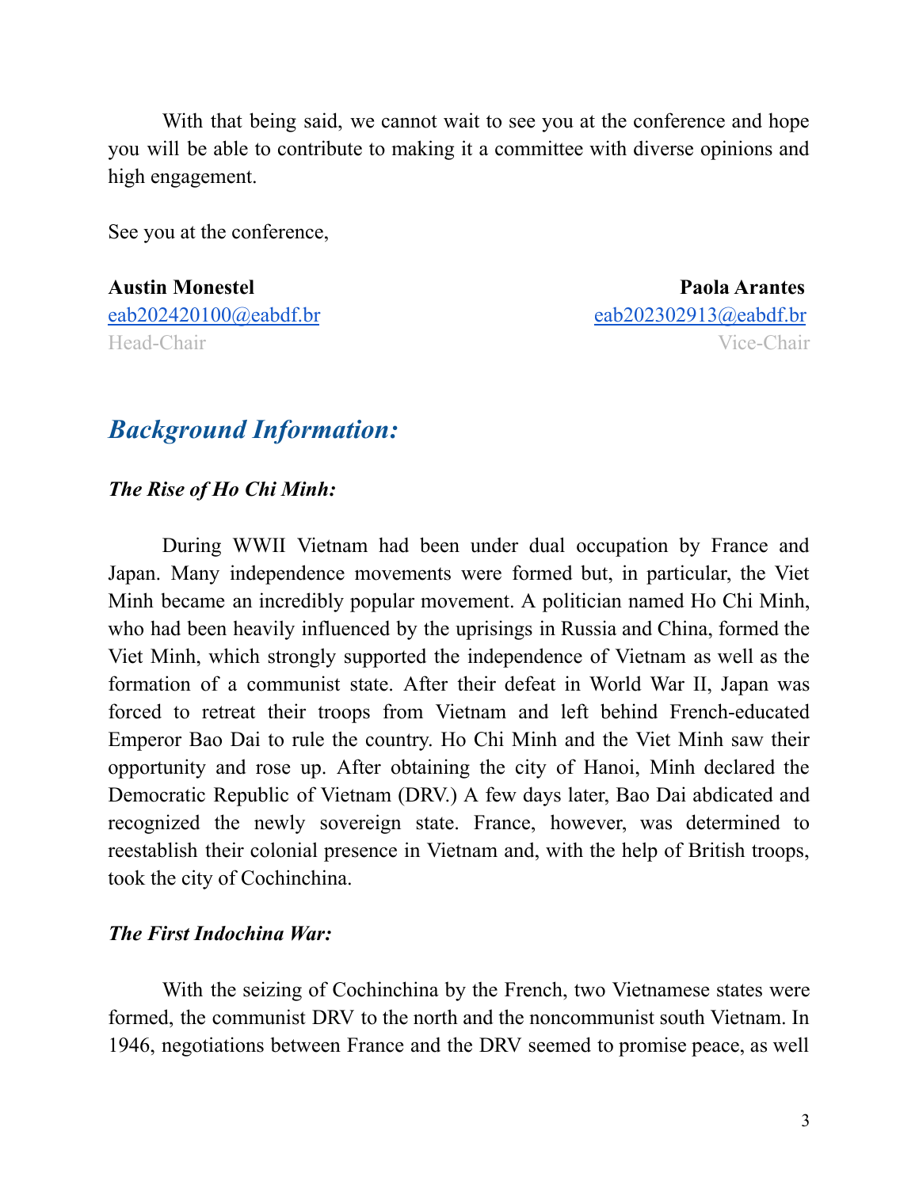With that being said, we cannot wait to see you at the conference and hope you will be able to contribute to making it a committee with diverse opinions and high engagement.

See you at the conference,

**Austin Monestel**
eab202420100@eabdf.br
Head-Chair

**Paola Arantes**
eab202302913@eabdf.br
Vice-Chair

## *Background Information:*

### *The Rise of Ho Chi Minh:*

During WWII Vietnam had been under dual occupation by France and Japan. Many independence movements were formed but, in particular, the Viet Minh became an incredibly popular movement. A politician named Ho Chi Minh, who had been heavily influenced by the uprisings in Russia and China, formed the Viet Minh, which strongly supported the independence of Vietnam as well as the formation of a communist state. After their defeat in World War II, Japan was forced to retreat their troops from Vietnam and left behind French-educated Emperor Bao Dai to rule the country. Ho Chi Minh and the Viet Minh saw their opportunity and rose up. After obtaining the city of Hanoi, Minh declared the Democratic Republic of Vietnam (DRV.) A few days later, Bao Dai abdicated and recognized the newly sovereign state. France, however, was determined to reestablish their colonial presence in Vietnam and, with the help of British troops, took the city of Cochinchina.

### *The First Indochina War:*

With the seizing of Cochinchina by the French, two Vietnamese states were formed, the communist DRV to the north and the noncommunist south Vietnam. In 1946, negotiations between France and the DRV seemed to promise peace, as well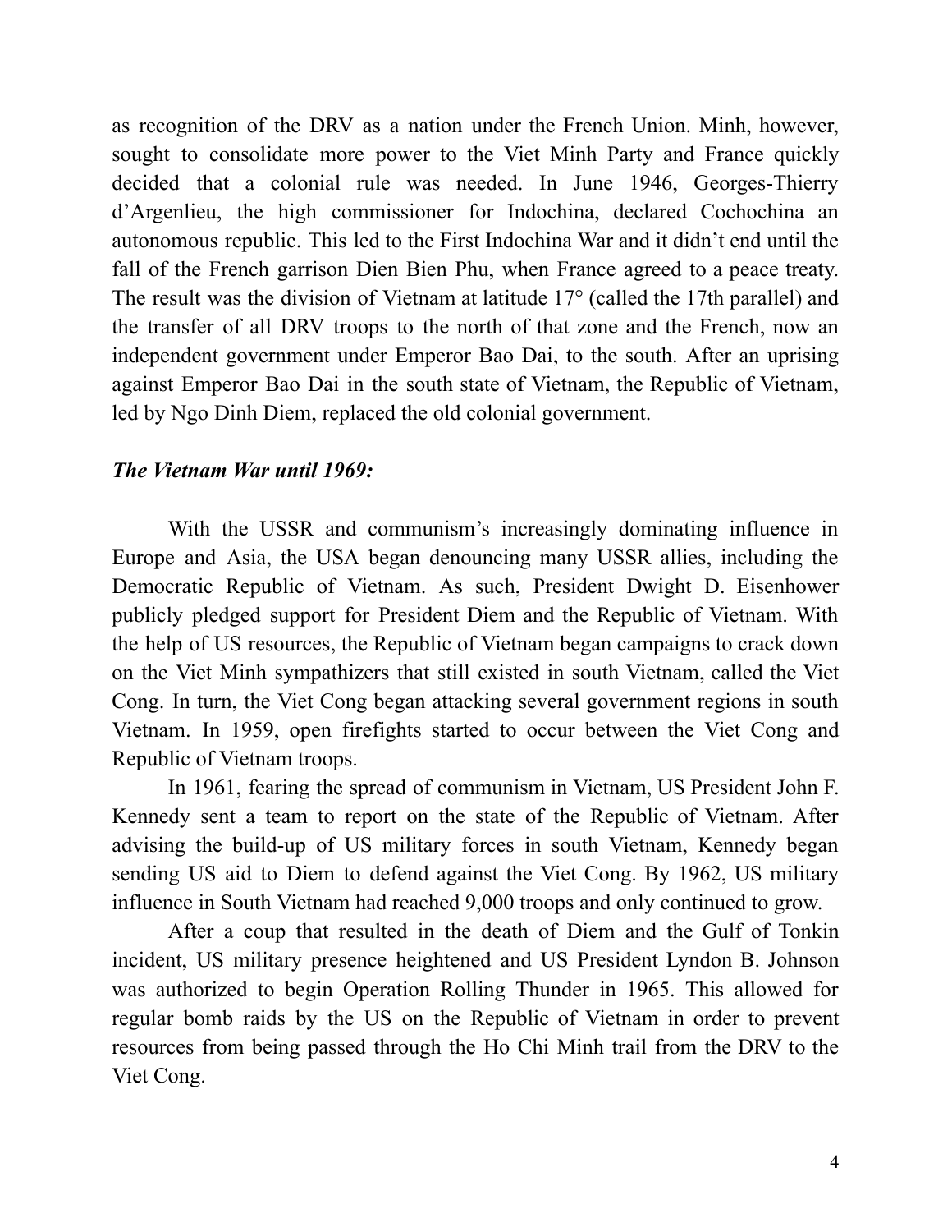as recognition of the DRV as a nation under the French Union. Minh, however, sought to consolidate more power to the Viet Minh Party and France quickly decided that a colonial rule was needed. In June 1946, Georges-Thierry d'Argenlieu, the high commissioner for Indochina, declared Cochochina an autonomous republic. This led to the First Indochina War and it didn't end until the fall of the French garrison Dien Bien Phu, when France agreed to a peace treaty. The result was the division of Vietnam at latitude 17° (called the 17th parallel) and the transfer of all DRV troops to the north of that zone and the French, now an independent government under Emperor Bao Dai, to the south. After an uprising against Emperor Bao Dai in the south state of Vietnam, the Republic of Vietnam, led by Ngo Dinh Diem, replaced the old colonial government.

***The Vietnam War until 1969:***

With the USSR and communism's increasingly dominating influence in Europe and Asia, the USA began denouncing many USSR allies, including the Democratic Republic of Vietnam. As such, President Dwight D. Eisenhower publicly pledged support for President Diem and the Republic of Vietnam. With the help of US resources, the Republic of Vietnam began campaigns to crack down on the Viet Minh sympathizers that still existed in south Vietnam, called the Viet Cong. In turn, the Viet Cong began attacking several government regions in south Vietnam. In 1959, open firefights started to occur between the Viet Cong and Republic of Vietnam troops.

In 1961, fearing the spread of communism in Vietnam, US President John F. Kennedy sent a team to report on the state of the Republic of Vietnam. After advising the build-up of US military forces in south Vietnam, Kennedy began sending US aid to Diem to defend against the Viet Cong. By 1962, US military influence in South Vietnam had reached 9,000 troops and only continued to grow.

After a coup that resulted in the death of Diem and the Gulf of Tonkin incident, US military presence heightened and US President Lyndon B. Johnson was authorized to begin Operation Rolling Thunder in 1965. This allowed for regular bomb raids by the US on the Republic of Vietnam in order to prevent resources from being passed through the Ho Chi Minh trail from the DRV to the Viet Cong.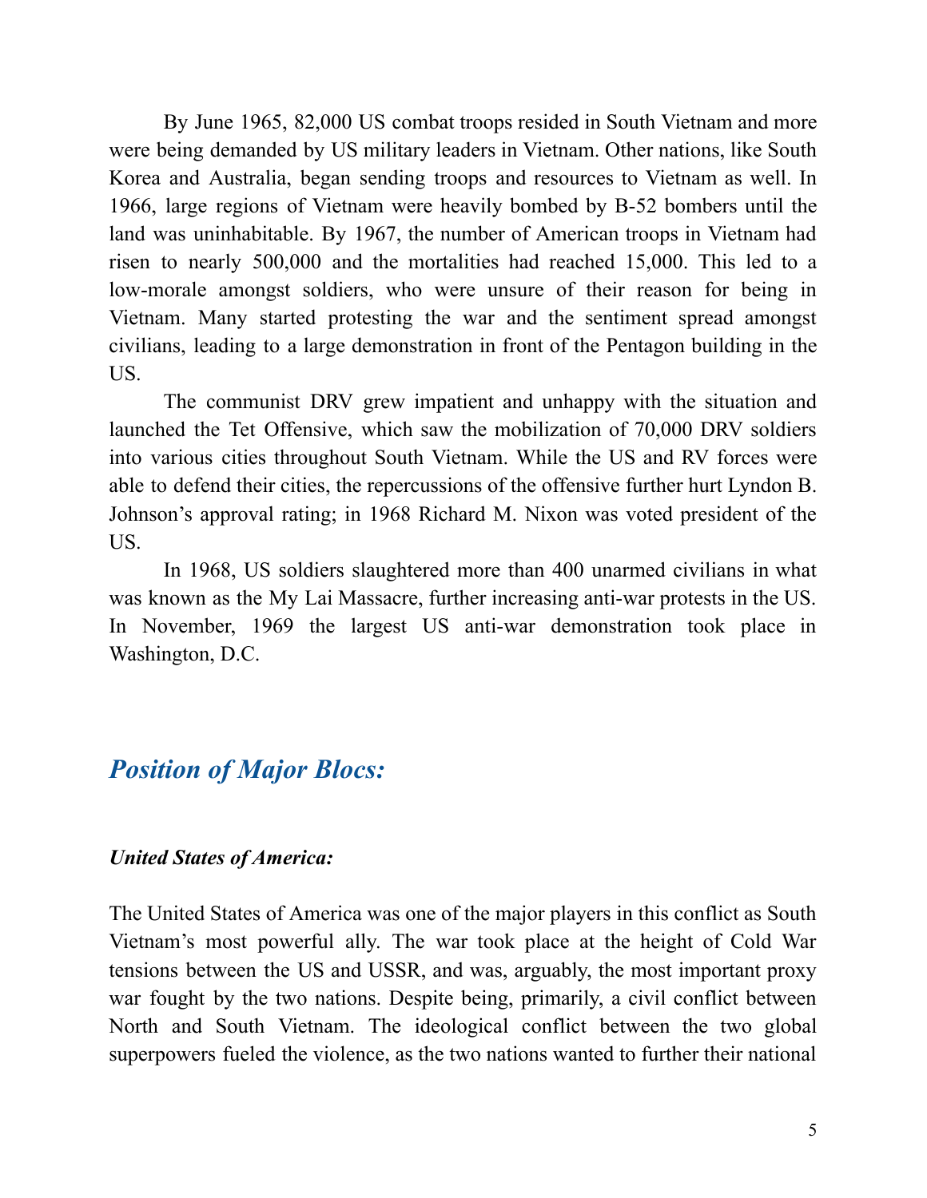By June 1965, 82,000 US combat troops resided in South Vietnam and more were being demanded by US military leaders in Vietnam. Other nations, like South Korea and Australia, began sending troops and resources to Vietnam as well. In 1966, large regions of Vietnam were heavily bombed by B-52 bombers until the land was uninhabitable. By 1967, the number of American troops in Vietnam had risen to nearly 500,000 and the mortalities had reached 15,000. This led to a low-morale amongst soldiers, who were unsure of their reason for being in Vietnam. Many started protesting the war and the sentiment spread amongst civilians, leading to a large demonstration in front of the Pentagon building in the US.

The communist DRV grew impatient and unhappy with the situation and launched the Tet Offensive, which saw the mobilization of 70,000 DRV soldiers into various cities throughout South Vietnam. While the US and RV forces were able to defend their cities, the repercussions of the offensive further hurt Lyndon B. Johnson's approval rating; in 1968 Richard M. Nixon was voted president of the US.

In 1968, US soldiers slaughtered more than 400 unarmed civilians in what was known as the My Lai Massacre, further increasing anti-war protests in the US. In November, 1969 the largest US anti-war demonstration took place in Washington, D.C.

## *Position of Major Blocs:*

### *United States of America:*

The United States of America was one of the major players in this conflict as South Vietnam's most powerful ally. The war took place at the height of Cold War tensions between the US and USSR, and was, arguably, the most important proxy war fought by the two nations. Despite being, primarily, a civil conflict between North and South Vietnam. The ideological conflict between the two global superpowers fueled the violence, as the two nations wanted to further their national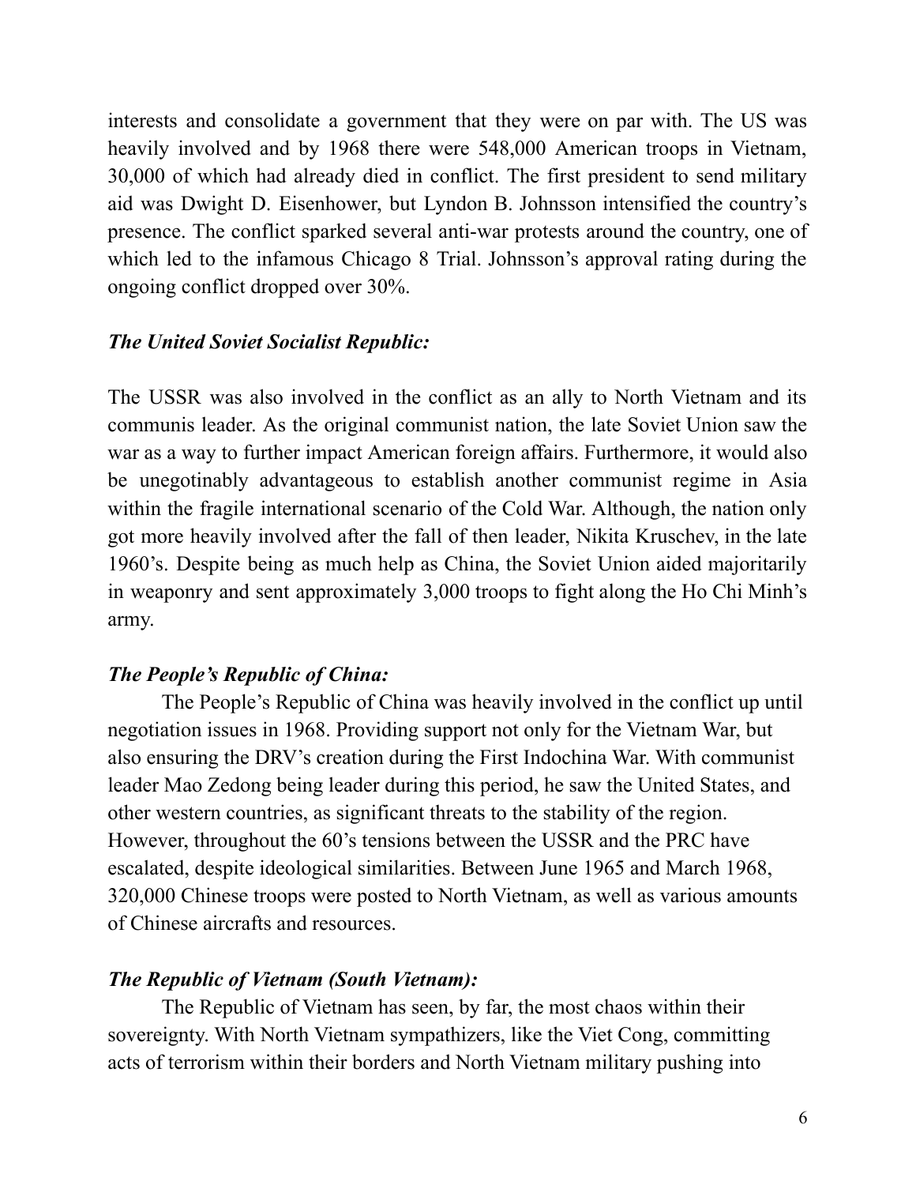interests and consolidate a government that they were on par with. The US was heavily involved and by 1968 there were 548,000 American troops in Vietnam, 30,000 of which had already died in conflict. The first president to send military aid was Dwight D. Eisenhower, but Lyndon B. Johnsson intensified the country's presence. The conflict sparked several anti-war protests around the country, one of which led to the infamous Chicago 8 Trial. Johnsson's approval rating during the ongoing conflict dropped over 30%.

### *The United Soviet Socialist Republic:*

The USSR was also involved in the conflict as an ally to North Vietnam and its communis leader. As the original communist nation, the late Soviet Union saw the war as a way to further impact American foreign affairs. Furthermore, it would also be unegotinably advantageous to establish another communist regime in Asia within the fragile international scenario of the Cold War. Although, the nation only got more heavily involved after the fall of then leader, Nikita Kruschev, in the late 1960's. Despite being as much help as China, the Soviet Union aided majoritarily in weaponry and sent approximately 3,000 troops to fight along the Ho Chi Minh's army.

### *The People's Republic of China:*

The People's Republic of China was heavily involved in the conflict up until negotiation issues in 1968. Providing support not only for the Vietnam War, but also ensuring the DRV's creation during the First Indochina War. With communist leader Mao Zedong being leader during this period, he saw the United States, and other western countries, as significant threats to the stability of the region. However, throughout the 60's tensions between the USSR and the PRC have escalated, despite ideological similarities. Between June 1965 and March 1968, 320,000 Chinese troops were posted to North Vietnam, as well as various amounts of Chinese aircrafts and resources.

### *The Republic of Vietnam (South Vietnam):*

The Republic of Vietnam has seen, by far, the most chaos within their sovereignty. With North Vietnam sympathizers, like the Viet Cong, committing acts of terrorism within their borders and North Vietnam military pushing into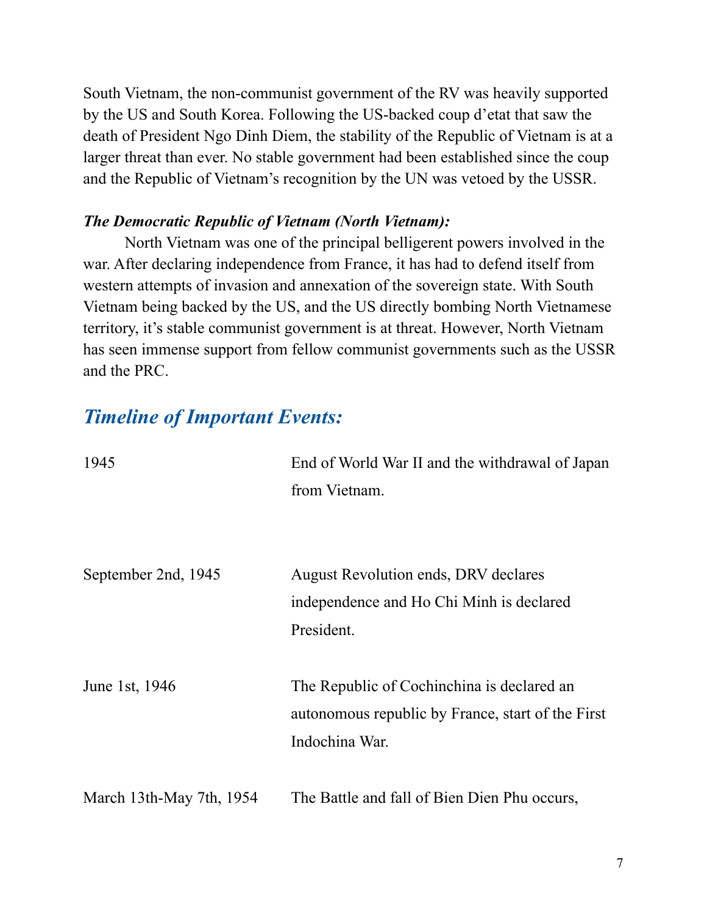South Vietnam, the non-communist government of the RV was heavily supported by the US and South Korea. Following the US-backed coup d'etat that saw the death of President Ngo Dinh Diem, the stability of the Republic of Vietnam is at a larger threat than ever. No stable government had been established since the coup and the Republic of Vietnam's recognition by the UN was vetoed by the USSR.

***The Democratic Republic of Vietnam (North Vietnam):***

North Vietnam was one of the principal belligerent powers involved in the war. After declaring independence from France, it has had to defend itself from western attempts of invasion and annexation of the sovereign state. With South Vietnam being backed by the US, and the US directly bombing North Vietnamese territory, it's stable communist government is at threat. However, North Vietnam has seen immense support from fellow communist governments such as the USSR and the PRC.

## *Timeline of Important Events:*

| | |
|---|---|
| 1945 | End of World War II and the withdrawal of Japan from Vietnam. |
| September 2nd, 1945 | August Revolution ends, DRV declares independence and Ho Chi Minh is declared President. |
| June 1st, 1946 | The Republic of Cochinchina is declared an autonomous republic by France, start of the First Indochina War. |
| March 13th-May 7th, 1954 | The Battle and fall of Bien Dien Phu occurs, |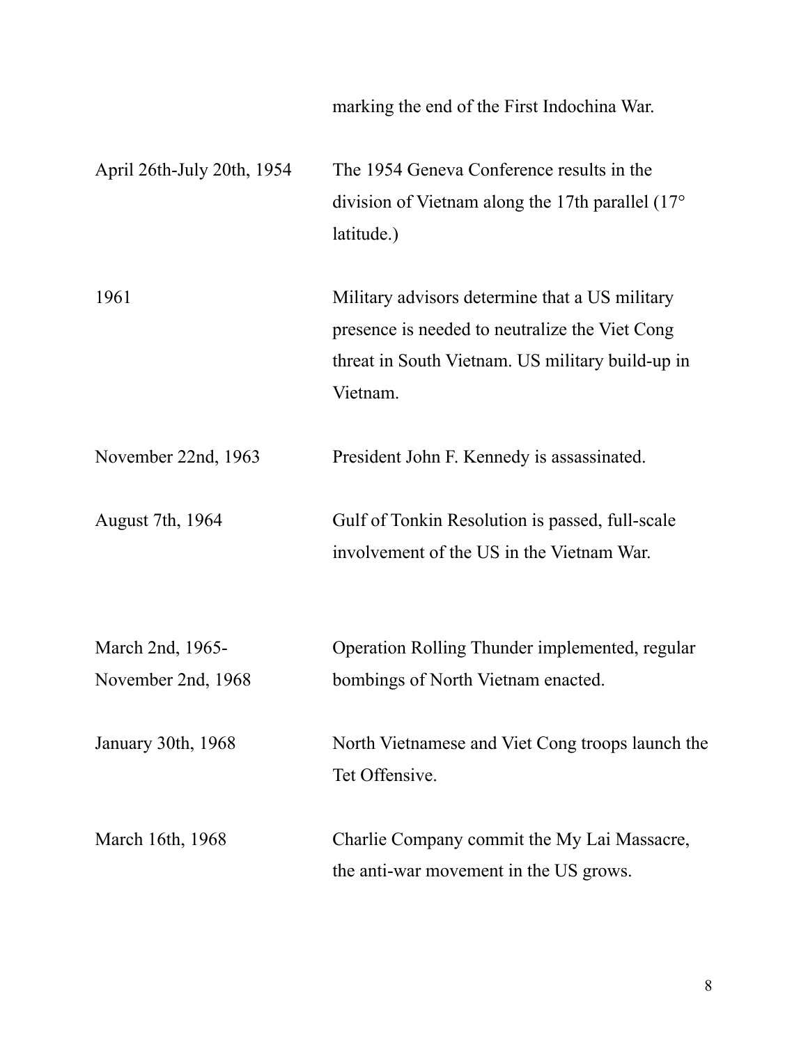| | |
|---|---|
| | marking the end of the First Indochina War. |
| April 26th-July 20th, 1954 | The 1954 Geneva Conference results in the division of Vietnam along the 17th parallel (17° latitude.) |
| 1961 | Military advisors determine that a US military presence is needed to neutralize the Viet Cong threat in South Vietnam. US military build-up in Vietnam. |
| November 22nd, 1963 | President John F. Kennedy is assassinated. |
| August 7th, 1964 | Gulf of Tonkin Resolution is passed, full-scale involvement of the US in the Vietnam War. |
| March 2nd, 1965- November 2nd, 1968 | Operation Rolling Thunder implemented, regular bombings of North Vietnam enacted. |
| January 30th, 1968 | North Vietnamese and Viet Cong troops launch the Tet Offensive. |
| March 16th, 1968 | Charlie Company commit the My Lai Massacre, the anti-war movement in the US grows. |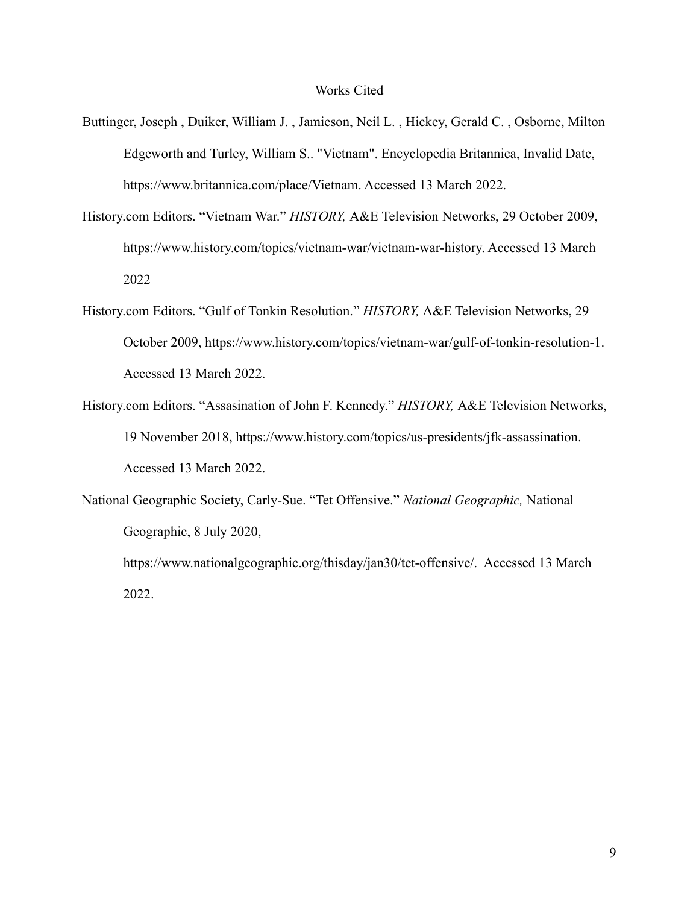# Works Cited

Buttinger, Joseph , Duiker, William J. , Jamieson, Neil L. , Hickey, Gerald C. , Osborne, Milton Edgeworth and Turley, William S.. "Vietnam". Encyclopedia Britannica, Invalid Date, https://www.britannica.com/place/Vietnam. Accessed 13 March 2022.

History.com Editors. "Vietnam War." *HISTORY,* A&E Television Networks, 29 October 2009, https://www.history.com/topics/vietnam-war/vietnam-war-history. Accessed 13 March 2022

History.com Editors. "Gulf of Tonkin Resolution." *HISTORY,* A&E Television Networks, 29 October 2009, https://www.history.com/topics/vietnam-war/gulf-of-tonkin-resolution-1. Accessed 13 March 2022.

History.com Editors. "Assasination of John F. Kennedy." *HISTORY,* A&E Television Networks, 19 November 2018, https://www.history.com/topics/us-presidents/jfk-assassination. Accessed 13 March 2022.

National Geographic Society, Carly-Sue. "Tet Offensive." *National Geographic,* National Geographic, 8 July 2020, https://www.nationalgeographic.org/thisday/jan30/tet-offensive/. Accessed 13 March 2022.